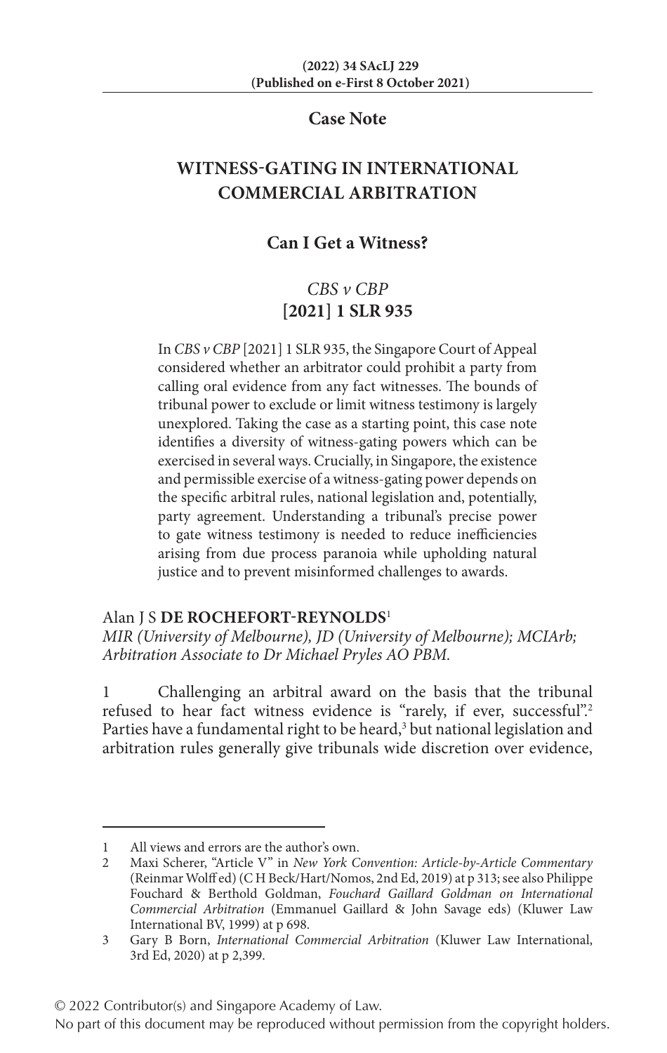**Case Note**

# WITNESS-GATING IN INTERNATIONAL COMMERCIAL ARBITRATION

## Can I Get a Witness?

### *CBS v CBP* [2021] 1 SLR 935

In *CBS v CBP* [2021] 1 SLR 935, the Singapore Court of Appeal considered whether an arbitrator could prohibit a party from calling oral evidence from any fact witnesses. The bounds of tribunal power to exclude or limit witness testimony is largely unexplored. Taking the case as a starting point, this case note identifies a diversity of witness-gating powers which can be exercised in several ways. Crucially, in Singapore, the existence and permissible exercise of a witness-gating power depends on the specific arbitral rules, national legislation and, potentially, party agreement. Understanding a tribunal's precise power to gate witness testimony is needed to reduce inefficiencies arising from due process paranoia while upholding natural justice and to prevent misinformed challenges to awards.

Alan J S **DE ROCHEFORT-REYNOLDS**[1]
*MIR (University of Melbourne), JD (University of Melbourne); MCIArb; Arbitration Associate to Dr Michael Pryles AO PBM.*

1 Challenging an arbitral award on the basis that the tribunal refused to hear fact witness evidence is "rarely, if ever, successful".[2] Parties have a fundamental right to be heard,[3] but national legislation and arbitration rules generally give tribunals wide discretion over evidence,

---

1 All views and errors are the author's own.

2 Maxi Scherer, "Article V" in *New York Convention: Article-by-Article Commentary* (Reinmar Wolff ed) (C H Beck/Hart/Nomos, 2nd Ed, 2019) at p 313; see also Philippe Fouchard & Berthold Goldman, *Fouchard Gaillard Goldman on International Commercial Arbitration* (Emmanuel Gaillard & John Savage eds) (Kluwer Law International BV, 1999) at p 698.

3 Gary B Born, *International Commercial Arbitration* (Kluwer Law International, 3rd Ed, 2020) at p 2,399.

© 2022 Contributor(s) and Singapore Academy of Law.
No part of this document may be reproduced without permission from the copyright holders.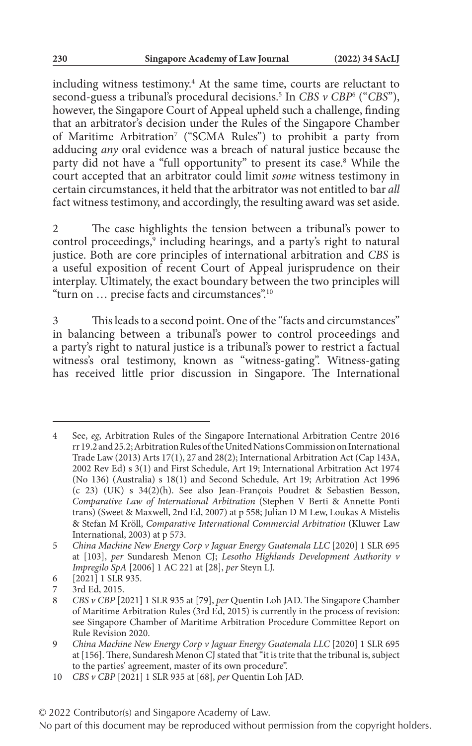including witness testimony.[4] At the same time, courts are reluctant to second-guess a tribunal's procedural decisions.[5] In *CBS v CBP*[6] ("*CBS*"), however, the Singapore Court of Appeal upheld such a challenge, finding that an arbitrator's decision under the Rules of the Singapore Chamber of Maritime Arbitration[7] ("SCMA Rules") to prohibit a party from adducing *any* oral evidence was a breach of natural justice because the party did not have a "full opportunity" to present its case.[8] While the court accepted that an arbitrator could limit *some* witness testimony in certain circumstances, it held that the arbitrator was not entitled to bar *all* fact witness testimony, and accordingly, the resulting award was set aside.

2 The case highlights the tension between a tribunal's power to control proceedings,[9] including hearings, and a party's right to natural justice. Both are core principles of international arbitration and *CBS* is a useful exposition of recent Court of Appeal jurisprudence on their interplay. Ultimately, the exact boundary between the two principles will "turn on … precise facts and circumstances".[10]

3 This leads to a second point. One of the "facts and circumstances" in balancing between a tribunal's power to control proceedings and a party's right to natural justice is a tribunal's power to restrict a factual witness's oral testimony, known as "witness-gating". Witness-gating has received little prior discussion in Singapore. The International

---

4 See, *eg*, Arbitration Rules of the Singapore International Arbitration Centre 2016 rr 19.2 and 25.2; Arbitration Rules of the United Nations Commission on International Trade Law (2013) Arts 17(1), 27 and 28(2); International Arbitration Act (Cap 143A, 2002 Rev Ed) s 3(1) and First Schedule, Art 19; International Arbitration Act 1974 (No 136) (Australia) s 18(1) and Second Schedule, Art 19; Arbitration Act 1996 (c 23) (UK) s 34(2)(h). See also Jean-François Poudret & Sebastien Besson, *Comparative Law of International Arbitration* (Stephen V Berti & Annette Ponti trans) (Sweet & Maxwell, 2nd Ed, 2007) at p 558; Julian D M Lew, Loukas A Mistelis & Stefan M Kröll, *Comparative International Commercial Arbitration* (Kluwer Law International, 2003) at p 573.

5 *China Machine New Energy Corp v Jaguar Energy Guatemala LLC* [2020] 1 SLR 695 at [103], *per* Sundaresh Menon CJ; *Lesotho Highlands Development Authority v Impregilo SpA* [2006] 1 AC 221 at [28], *per* Steyn LJ.

6 [2021] 1 SLR 935.

7 3rd Ed, 2015.

8 *CBS v CBP* [2021] 1 SLR 935 at [79], *per* Quentin Loh JAD. The Singapore Chamber of Maritime Arbitration Rules (3rd Ed, 2015) is currently in the process of revision: see Singapore Chamber of Maritime Arbitration Procedure Committee Report on Rule Revision 2020.

9 *China Machine New Energy Corp v Jaguar Energy Guatemala LLC* [2020] 1 SLR 695 at [156]. There, Sundaresh Menon CJ stated that "it is trite that the tribunal is, subject to the parties' agreement, master of its own procedure".

10 *CBS v CBP* [2021] 1 SLR 935 at [68], *per* Quentin Loh JAD.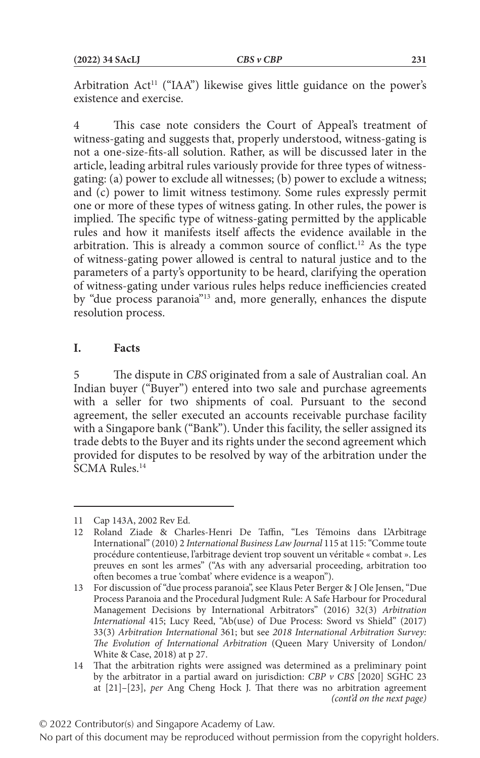Arbitration Act[11] ("IAA") likewise gives little guidance on the power's existence and exercise.

4 This case note considers the Court of Appeal's treatment of witness-gating and suggests that, properly understood, witness-gating is not a one-size-fits-all solution. Rather, as will be discussed later in the article, leading arbitral rules variously provide for three types of witness-gating: (a) power to exclude all witnesses; (b) power to exclude a witness; and (c) power to limit witness testimony. Some rules expressly permit one or more of these types of witness gating. In other rules, the power is implied. The specific type of witness-gating permitted by the applicable rules and how it manifests itself affects the evidence available in the arbitration. This is already a common source of conflict.[12] As the type of witness-gating power allowed is central to natural justice and to the parameters of a party's opportunity to be heard, clarifying the operation of witness-gating under various rules helps reduce inefficiencies created by "due process paranoia"[13] and, more generally, enhances the dispute resolution process.

## I. Facts

5 The dispute in *CBS* originated from a sale of Australian coal. An Indian buyer ("Buyer") entered into two sale and purchase agreements with a seller for two shipments of coal. Pursuant to the second agreement, the seller executed an accounts receivable purchase facility with a Singapore bank ("Bank"). Under this facility, the seller assigned its trade debts to the Buyer and its rights under the second agreement which provided for disputes to be resolved by way of the arbitration under the SCMA Rules.[14]

---

11 Cap 143A, 2002 Rev Ed.

12 Roland Ziade & Charles-Henri De Taffin, "Les Témoins dans L'Arbitrage International" (2010) 2 *International Business Law Journal* 115 at 115: "Comme toute procédure contentieuse, l'arbitrage devient trop souvent un véritable « combat ». Les preuves en sont les armes" ("As with any adversarial proceeding, arbitration too often becomes a true 'combat' where evidence is a weapon").

13 For discussion of "due process paranoia", see Klaus Peter Berger & J Ole Jensen, "Due Process Paranoia and the Procedural Judgment Rule: A Safe Harbour for Procedural Management Decisions by International Arbitrators" (2016) 32(3) *Arbitration International* 415; Lucy Reed, "Ab(use) of Due Process: Sword vs Shield" (2017) 33(3) *Arbitration International* 361; but see *2018 International Arbitration Survey: The Evolution of International Arbitration* (Queen Mary University of London/ White & Case, 2018) at p 27.

14 That the arbitration rights were assigned was determined as a preliminary point by the arbitrator in a partial award on jurisdiction: *CBP v CBS* [2020] SGHC 23 at [21]–[23], *per* Ang Cheng Hock J. That there was no arbitration agreement *(cont'd on the next page)*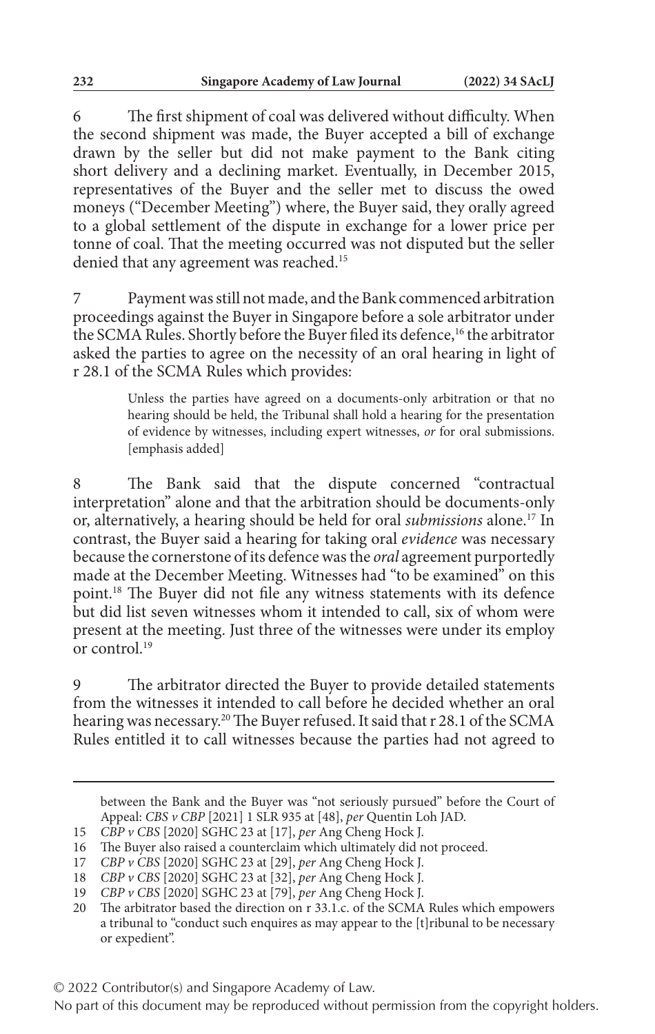6 The first shipment of coal was delivered without difficulty. When the second shipment was made, the Buyer accepted a bill of exchange drawn by the seller but did not make payment to the Bank citing short delivery and a declining market. Eventually, in December 2015, representatives of the Buyer and the seller met to discuss the owed moneys ("December Meeting") where, the Buyer said, they orally agreed to a global settlement of the dispute in exchange for a lower price per tonne of coal. That the meeting occurred was not disputed but the seller denied that any agreement was reached.[15]

7 Payment was still not made, and the Bank commenced arbitration proceedings against the Buyer in Singapore before a sole arbitrator under the SCMA Rules. Shortly before the Buyer filed its defence,[16] the arbitrator asked the parties to agree on the necessity of an oral hearing in light of r 28.1 of the SCMA Rules which provides:

> Unless the parties have agreed on a documents-only arbitration or that no hearing should be held, the Tribunal shall hold a hearing for the presentation of evidence by witnesses, including expert witnesses, *or* for oral submissions. [emphasis added]

8 The Bank said that the dispute concerned "contractual interpretation" alone and that the arbitration should be documents-only or, alternatively, a hearing should be held for oral *submissions* alone.[17] In contrast, the Buyer said a hearing for taking oral *evidence* was necessary because the cornerstone of its defence was the *oral* agreement purportedly made at the December Meeting. Witnesses had "to be examined" on this point.[18] The Buyer did not file any witness statements with its defence but did list seven witnesses whom it intended to call, six of whom were present at the meeting. Just three of the witnesses were under its employ or control.[19]

9 The arbitrator directed the Buyer to provide detailed statements from the witnesses it intended to call before he decided whether an oral hearing was necessary.[20] The Buyer refused. It said that r 28.1 of the SCMA Rules entitled it to call witnesses because the parties had not agreed to

---

between the Bank and the Buyer was "not seriously pursued" before the Court of Appeal: *CBS v CBP* [2021] 1 SLR 935 at [48], *per* Quentin Loh JAD.

15 *CBP v CBS* [2020] SGHC 23 at [17], *per* Ang Cheng Hock J.

16 The Buyer also raised a counterclaim which ultimately did not proceed.

17 *CBP v CBS* [2020] SGHC 23 at [29], *per* Ang Cheng Hock J.

18 *CBP v CBS* [2020] SGHC 23 at [32], *per* Ang Cheng Hock J.

19 *CBP v CBS* [2020] SGHC 23 at [79], *per* Ang Cheng Hock J.

20 The arbitrator based the direction on r 33.1.c. of the SCMA Rules which empowers a tribunal to "conduct such enquires as may appear to the [t]ribunal to be necessary or expedient".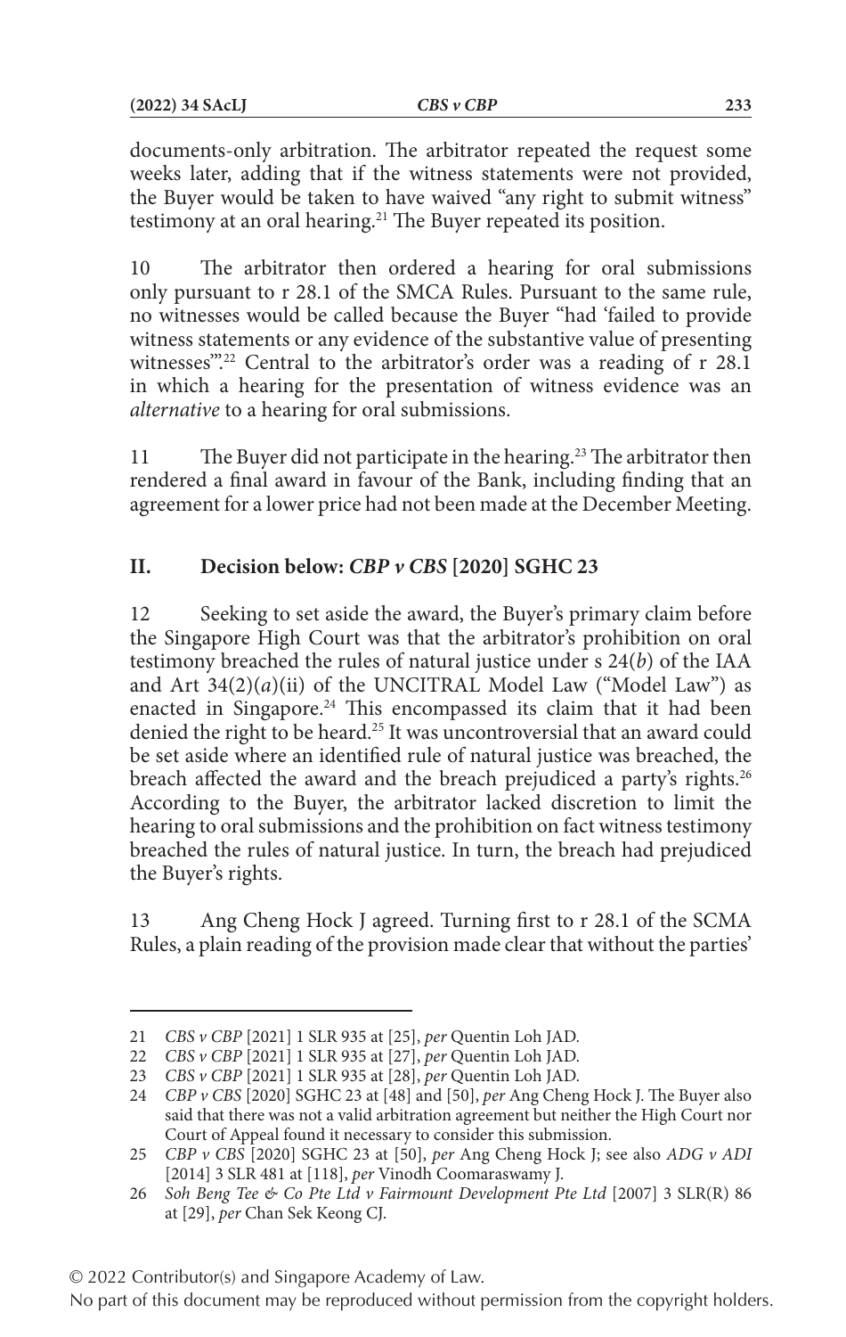documents-only arbitration. The arbitrator repeated the request some weeks later, adding that if the witness statements were not provided, the Buyer would be taken to have waived "any right to submit witness" testimony at an oral hearing.[21] The Buyer repeated its position.

10 The arbitrator then ordered a hearing for oral submissions only pursuant to r 28.1 of the SMCA Rules. Pursuant to the same rule, no witnesses would be called because the Buyer "had 'failed to provide witness statements or any evidence of the substantive value of presenting witnesses'".[22] Central to the arbitrator's order was a reading of r 28.1 in which a hearing for the presentation of witness evidence was an *alternative* to a hearing for oral submissions.

11 The Buyer did not participate in the hearing.[23] The arbitrator then rendered a final award in favour of the Bank, including finding that an agreement for a lower price had not been made at the December Meeting.

## II. Decision below: *CBP v CBS* [2020] SGHC 23

12 Seeking to set aside the award, the Buyer's primary claim before the Singapore High Court was that the arbitrator's prohibition on oral testimony breached the rules of natural justice under s 24(*b*) of the IAA and Art 34(2)(*a*)(ii) of the UNCITRAL Model Law ("Model Law") as enacted in Singapore.[24] This encompassed its claim that it had been denied the right to be heard.[25] It was uncontroversial that an award could be set aside where an identified rule of natural justice was breached, the breach affected the award and the breach prejudiced a party's rights.[26] According to the Buyer, the arbitrator lacked discretion to limit the hearing to oral submissions and the prohibition on fact witness testimony breached the rules of natural justice. In turn, the breach had prejudiced the Buyer's rights.

13 Ang Cheng Hock J agreed. Turning first to r 28.1 of the SCMA Rules, a plain reading of the provision made clear that without the parties'

---

21 *CBS v CBP* [2021] 1 SLR 935 at [25], *per* Quentin Loh JAD.

22 *CBS v CBP* [2021] 1 SLR 935 at [27], *per* Quentin Loh JAD.

23 *CBS v CBP* [2021] 1 SLR 935 at [28], *per* Quentin Loh JAD.

24 *CBP v CBS* [2020] SGHC 23 at [48] and [50], *per* Ang Cheng Hock J. The Buyer also said that there was not a valid arbitration agreement but neither the High Court nor Court of Appeal found it necessary to consider this submission.

25 *CBP v CBS* [2020] SGHC 23 at [50], *per* Ang Cheng Hock J; see also *ADG v ADI* [2014] 3 SLR 481 at [118], *per* Vinodh Coomaraswamy J.

26 *Soh Beng Tee & Co Pte Ltd v Fairmount Development Pte Ltd* [2007] 3 SLR(R) 86 at [29], *per* Chan Sek Keong CJ.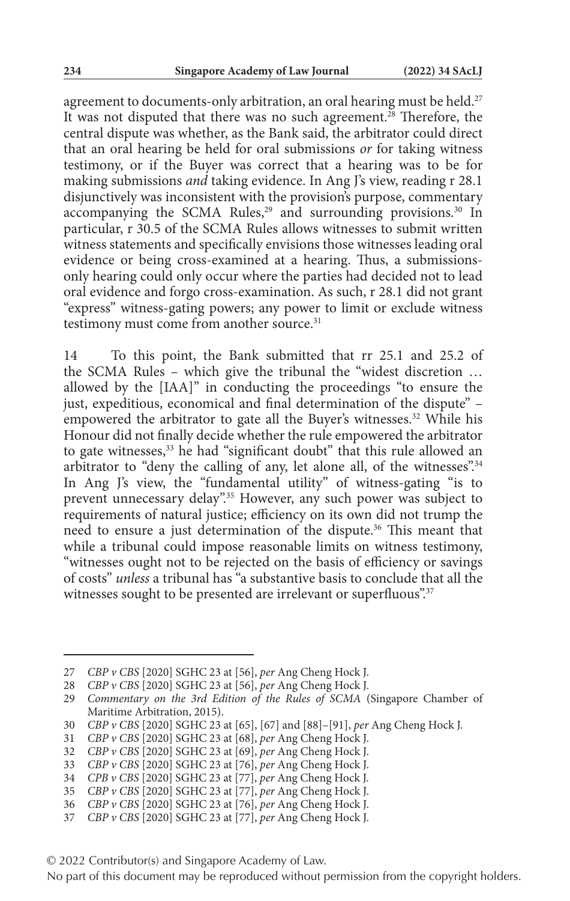agreement to documents-only arbitration, an oral hearing must be held.[27] It was not disputed that there was no such agreement.[28] Therefore, the central dispute was whether, as the Bank said, the arbitrator could direct that an oral hearing be held for oral submissions *or* for taking witness testimony, or if the Buyer was correct that a hearing was to be for making submissions *and* taking evidence. In Ang J's view, reading r 28.1 disjunctively was inconsistent with the provision's purpose, commentary accompanying the SCMA Rules,[29] and surrounding provisions.[30] In particular, r 30.5 of the SCMA Rules allows witnesses to submit written witness statements and specifically envisions those witnesses leading oral evidence or being cross-examined at a hearing. Thus, a submissions-only hearing could only occur where the parties had decided not to lead oral evidence and forgo cross-examination. As such, r 28.1 did not grant "express" witness-gating powers; any power to limit or exclude witness testimony must come from another source.[31]

14 To this point, the Bank submitted that rr 25.1 and 25.2 of the SCMA Rules – which give the tribunal the "widest discretion … allowed by the [IAA]" in conducting the proceedings "to ensure the just, expeditious, economical and final determination of the dispute" – empowered the arbitrator to gate all the Buyer's witnesses.[32] While his Honour did not finally decide whether the rule empowered the arbitrator to gate witnesses,[33] he had "significant doubt" that this rule allowed an arbitrator to "deny the calling of any, let alone all, of the witnesses".[34] In Ang J's view, the "fundamental utility" of witness-gating "is to prevent unnecessary delay".[35] However, any such power was subject to requirements of natural justice; efficiency on its own did not trump the need to ensure a just determination of the dispute.[36] This meant that while a tribunal could impose reasonable limits on witness testimony, "witnesses ought not to be rejected on the basis of efficiency or savings of costs" *unless* a tribunal has "a substantive basis to conclude that all the witnesses sought to be presented are irrelevant or superfluous".[37]

---

27 *CBP v CBS* [2020] SGHC 23 at [56], *per* Ang Cheng Hock J.

28 *CBP v CBS* [2020] SGHC 23 at [56], *per* Ang Cheng Hock J.

29 *Commentary on the 3rd Edition of the Rules of SCMA* (Singapore Chamber of Maritime Arbitration, 2015).

30 *CBP v CBS* [2020] SGHC 23 at [65], [67] and [88]–[91], *per* Ang Cheng Hock J.

31 *CBP v CBS* [2020] SGHC 23 at [68], *per* Ang Cheng Hock J.

32 *CBP v CBS* [2020] SGHC 23 at [69], *per* Ang Cheng Hock J.

33 *CBP v CBS* [2020] SGHC 23 at [76], *per* Ang Cheng Hock J.

34 *CPB v CBS* [2020] SGHC 23 at [77], *per* Ang Cheng Hock J.

35 *CBP v CBS* [2020] SGHC 23 at [77], *per* Ang Cheng Hock J.

36 *CBP v CBS* [2020] SGHC 23 at [76], *per* Ang Cheng Hock J.

37 *CBP v CBS* [2020] SGHC 23 at [77], *per* Ang Cheng Hock J.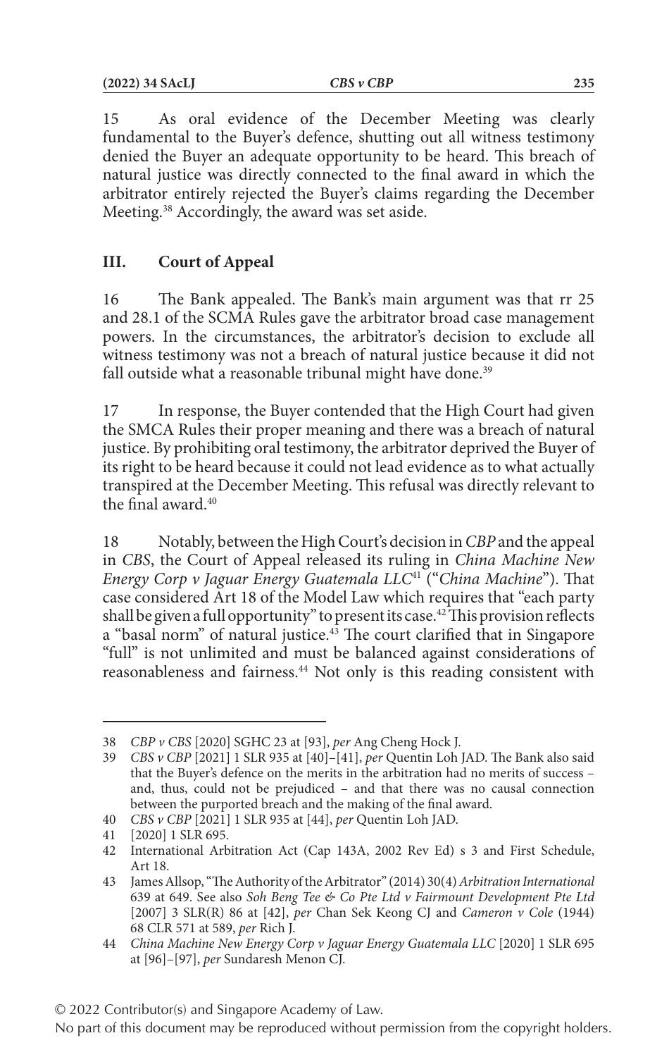15 As oral evidence of the December Meeting was clearly fundamental to the Buyer's defence, shutting out all witness testimony denied the Buyer an adequate opportunity to be heard. This breach of natural justice was directly connected to the final award in which the arbitrator entirely rejected the Buyer's claims regarding the December Meeting.[38] Accordingly, the award was set aside.

## III. Court of Appeal

16 The Bank appealed. The Bank's main argument was that rr 25 and 28.1 of the SCMA Rules gave the arbitrator broad case management powers. In the circumstances, the arbitrator's decision to exclude all witness testimony was not a breach of natural justice because it did not fall outside what a reasonable tribunal might have done.[39]

17 In response, the Buyer contended that the High Court had given the SMCA Rules their proper meaning and there was a breach of natural justice. By prohibiting oral testimony, the arbitrator deprived the Buyer of its right to be heard because it could not lead evidence as to what actually transpired at the December Meeting. This refusal was directly relevant to the final award.[40]

18 Notably, between the High Court's decision in *CBP* and the appeal in *CBS*, the Court of Appeal released its ruling in *China Machine New Energy Corp v Jaguar Energy Guatemala LLC*[41] ("*China Machine*"). That case considered Art 18 of the Model Law which requires that "each party shall be given a full opportunity" to present its case.[42] This provision reflects a "basal norm" of natural justice.[43] The court clarified that in Singapore "full" is not unlimited and must be balanced against considerations of reasonableness and fairness.[44] Not only is this reading consistent with

---

38 *CBP v CBS* [2020] SGHC 23 at [93], *per* Ang Cheng Hock J.

39 *CBS v CBP* [2021] 1 SLR 935 at [40]–[41], *per* Quentin Loh JAD. The Bank also said that the Buyer's defence on the merits in the arbitration had no merits of success – and, thus, could not be prejudiced – and that there was no causal connection between the purported breach and the making of the final award.

40 *CBS v CBP* [2021] 1 SLR 935 at [44], *per* Quentin Loh JAD.

41 [2020] 1 SLR 695.

42 International Arbitration Act (Cap 143A, 2002 Rev Ed) s 3 and First Schedule, Art 18.

43 James Allsop, "The Authority of the Arbitrator" (2014) 30(4) *Arbitration International* 639 at 649. See also *Soh Beng Tee & Co Pte Ltd v Fairmount Development Pte Ltd* [2007] 3 SLR(R) 86 at [42], *per* Chan Sek Keong CJ and *Cameron v Cole* (1944) 68 CLR 571 at 589, *per* Rich J.

44 *China Machine New Energy Corp v Jaguar Energy Guatemala LLC* [2020] 1 SLR 695 at [96]–[97], *per* Sundaresh Menon CJ.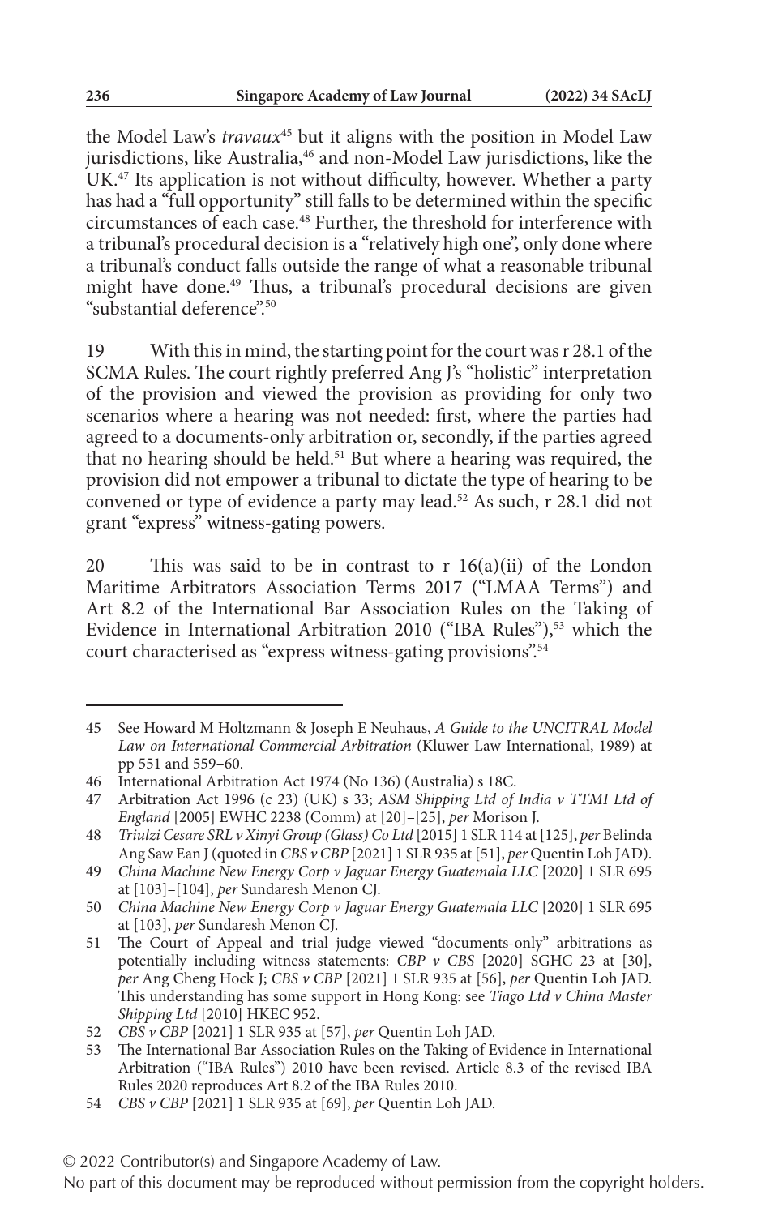the Model Law's *travaux*[45] but it aligns with the position in Model Law jurisdictions, like Australia,[46] and non-Model Law jurisdictions, like the UK.[47] Its application is not without difficulty, however. Whether a party has had a "full opportunity" still falls to be determined within the specific circumstances of each case.[48] Further, the threshold for interference with a tribunal's procedural decision is a "relatively high one", only done where a tribunal's conduct falls outside the range of what a reasonable tribunal might have done.[49] Thus, a tribunal's procedural decisions are given "substantial deference".[50]

19 With this in mind, the starting point for the court was r 28.1 of the SCMA Rules. The court rightly preferred Ang J's "holistic" interpretation of the provision and viewed the provision as providing for only two scenarios where a hearing was not needed: first, where the parties had agreed to a documents-only arbitration or, secondly, if the parties agreed that no hearing should be held.[51] But where a hearing was required, the provision did not empower a tribunal to dictate the type of hearing to be convened or type of evidence a party may lead.[52] As such, r 28.1 did not grant "express" witness-gating powers.

20 This was said to be in contrast to r 16(a)(ii) of the London Maritime Arbitrators Association Terms 2017 ("LMAA Terms") and Art 8.2 of the International Bar Association Rules on the Taking of Evidence in International Arbitration 2010 ("IBA Rules"),[53] which the court characterised as "express witness-gating provisions".[54]

---

45 See Howard M Holtzmann & Joseph E Neuhaus, *A Guide to the UNCITRAL Model Law on International Commercial Arbitration* (Kluwer Law International, 1989) at pp 551 and 559–60.

46 International Arbitration Act 1974 (No 136) (Australia) s 18C.

47 Arbitration Act 1996 (c 23) (UK) s 33; *ASM Shipping Ltd of India v TTMI Ltd of England* [2005] EWHC 2238 (Comm) at [20]–[25], *per* Morison J.

48 *Triulzi Cesare SRL v Xinyi Group (Glass) Co Ltd* [2015] 1 SLR 114 at [125], *per* Belinda Ang Saw Ean J (quoted in *CBS v CBP* [2021] 1 SLR 935 at [51], *per* Quentin Loh JAD).

49 *China Machine New Energy Corp v Jaguar Energy Guatemala LLC* [2020] 1 SLR 695 at [103]–[104], *per* Sundaresh Menon CJ.

50 *China Machine New Energy Corp v Jaguar Energy Guatemala LLC* [2020] 1 SLR 695 at [103], *per* Sundaresh Menon CJ.

51 The Court of Appeal and trial judge viewed "documents-only" arbitrations as potentially including witness statements: *CBP v CBS* [2020] SGHC 23 at [30], *per* Ang Cheng Hock J; *CBS v CBP* [2021] 1 SLR 935 at [56], *per* Quentin Loh JAD. This understanding has some support in Hong Kong: see *Tiago Ltd v China Master Shipping Ltd* [2010] HKEC 952.

52 *CBS v CBP* [2021] 1 SLR 935 at [57], *per* Quentin Loh JAD.

53 The International Bar Association Rules on the Taking of Evidence in International Arbitration ("IBA Rules") 2010 have been revised. Article 8.3 of the revised IBA Rules 2020 reproduces Art 8.2 of the IBA Rules 2010.

54 *CBS v CBP* [2021] 1 SLR 935 at [69], *per* Quentin Loh JAD.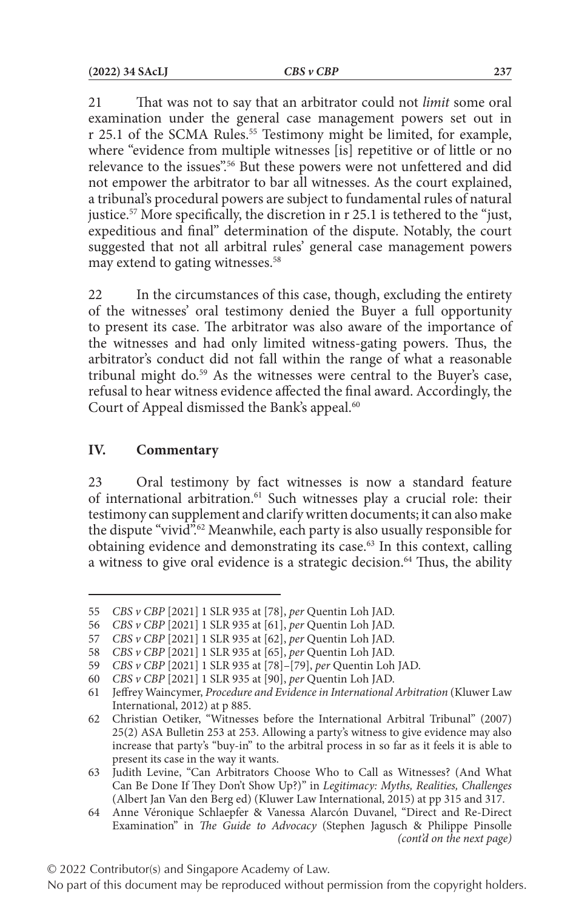21 That was not to say that an arbitrator could not *limit* some oral examination under the general case management powers set out in r 25.1 of the SCMA Rules.[55] Testimony might be limited, for example, where "evidence from multiple witnesses [is] repetitive or of little or no relevance to the issues".[56] But these powers were not unfettered and did not empower the arbitrator to bar all witnesses. As the court explained, a tribunal's procedural powers are subject to fundamental rules of natural justice.[57] More specifically, the discretion in r 25.1 is tethered to the "just, expeditious and final" determination of the dispute. Notably, the court suggested that not all arbitral rules' general case management powers may extend to gating witnesses.[58]

22 In the circumstances of this case, though, excluding the entirety of the witnesses' oral testimony denied the Buyer a full opportunity to present its case. The arbitrator was also aware of the importance of the witnesses and had only limited witness-gating powers. Thus, the arbitrator's conduct did not fall within the range of what a reasonable tribunal might do.[59] As the witnesses were central to the Buyer's case, refusal to hear witness evidence affected the final award. Accordingly, the Court of Appeal dismissed the Bank's appeal.[60]

## IV. Commentary

23 Oral testimony by fact witnesses is now a standard feature of international arbitration.[61] Such witnesses play a crucial role: their testimony can supplement and clarify written documents; it can also make the dispute "vivid".[62] Meanwhile, each party is also usually responsible for obtaining evidence and demonstrating its case.[63] In this context, calling a witness to give oral evidence is a strategic decision.[64] Thus, the ability

---

55 *CBS v CBP* [2021] 1 SLR 935 at [78], *per* Quentin Loh JAD.

56 *CBS v CBP* [2021] 1 SLR 935 at [61], *per* Quentin Loh JAD.

57 *CBS v CBP* [2021] 1 SLR 935 at [62], *per* Quentin Loh JAD.

58 *CBS v CBP* [2021] 1 SLR 935 at [65], *per* Quentin Loh JAD.

59 *CBS v CBP* [2021] 1 SLR 935 at [78]–[79], *per* Quentin Loh JAD.

60 *CBS v CBP* [2021] 1 SLR 935 at [90], *per* Quentin Loh JAD.

61 Jeffrey Waincymer, *Procedure and Evidence in International Arbitration* (Kluwer Law International, 2012) at p 885.

62 Christian Oetiker, "Witnesses before the International Arbitral Tribunal" (2007) 25(2) ASA Bulletin 253 at 253. Allowing a party's witness to give evidence may also increase that party's "buy-in" to the arbitral process in so far as it feels it is able to present its case in the way it wants.

63 Judith Levine, "Can Arbitrators Choose Who to Call as Witnesses? (And What Can Be Done If They Don't Show Up?)" in *Legitimacy: Myths, Realities, Challenges* (Albert Jan Van den Berg ed) (Kluwer Law International, 2015) at pp 315 and 317.

64 Anne Véronique Schlaepfer & Vanessa Alarcón Duvanel, "Direct and Re-Direct Examination" in *The Guide to Advocacy* (Stephen Jagusch & Philippe Pinsolle *(cont'd on the next page)*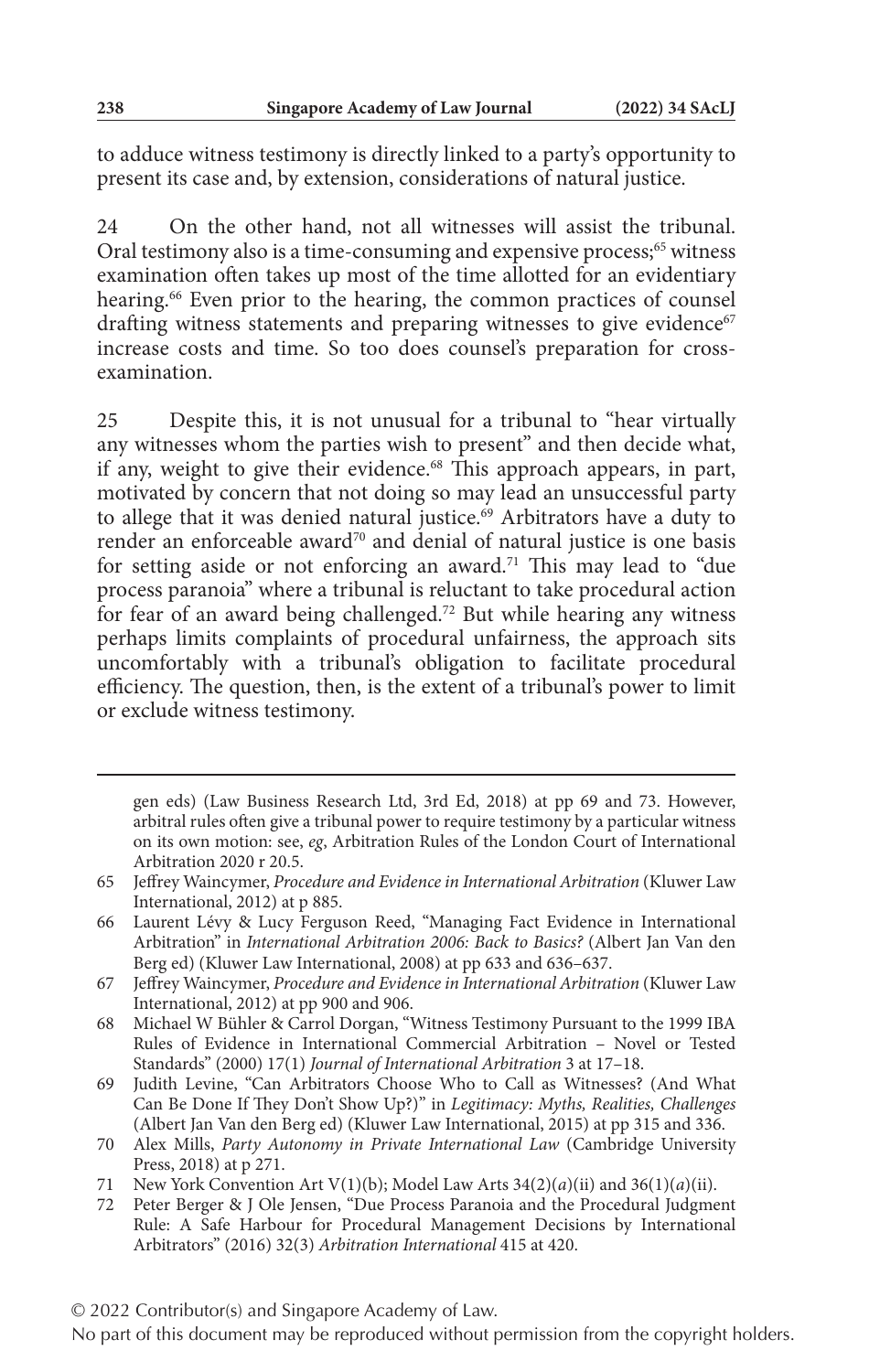to adduce witness testimony is directly linked to a party's opportunity to present its case and, by extension, considerations of natural justice.

24 On the other hand, not all witnesses will assist the tribunal. Oral testimony also is a time-consuming and expensive process;[65] witness examination often takes up most of the time allotted for an evidentiary hearing.[66] Even prior to the hearing, the common practices of counsel drafting witness statements and preparing witnesses to give evidence[67] increase costs and time. So too does counsel's preparation for cross-examination.

25 Despite this, it is not unusual for a tribunal to "hear virtually any witnesses whom the parties wish to present" and then decide what, if any, weight to give their evidence.[68] This approach appears, in part, motivated by concern that not doing so may lead an unsuccessful party to allege that it was denied natural justice.[69] Arbitrators have a duty to render an enforceable award[70] and denial of natural justice is one basis for setting aside or not enforcing an award.[71] This may lead to "due process paranoia" where a tribunal is reluctant to take procedural action for fear of an award being challenged.[72] But while hearing any witness perhaps limits complaints of procedural unfairness, the approach sits uncomfortably with a tribunal's obligation to facilitate procedural efficiency. The question, then, is the extent of a tribunal's power to limit or exclude witness testimony.

---

gen eds) (Law Business Research Ltd, 3rd Ed, 2018) at pp 69 and 73. However, arbitral rules often give a tribunal power to require testimony by a particular witness on its own motion: see, *eg*, Arbitration Rules of the London Court of International Arbitration 2020 r 20.5.

65 Jeffrey Waincymer, *Procedure and Evidence in International Arbitration* (Kluwer Law International, 2012) at p 885.

66 Laurent Lévy & Lucy Ferguson Reed, "Managing Fact Evidence in International Arbitration" in *International Arbitration 2006: Back to Basics?* (Albert Jan Van den Berg ed) (Kluwer Law International, 2008) at pp 633 and 636–637.

67 Jeffrey Waincymer, *Procedure and Evidence in International Arbitration* (Kluwer Law International, 2012) at pp 900 and 906.

68 Michael W Bühler & Carrol Dorgan, "Witness Testimony Pursuant to the 1999 IBA Rules of Evidence in International Commercial Arbitration – Novel or Tested Standards" (2000) 17(1) *Journal of International Arbitration* 3 at 17–18.

69 Judith Levine, "Can Arbitrators Choose Who to Call as Witnesses? (And What Can Be Done If They Don't Show Up?)" in *Legitimacy: Myths, Realities, Challenges* (Albert Jan Van den Berg ed) (Kluwer Law International, 2015) at pp 315 and 336.

70 Alex Mills, *Party Autonomy in Private International Law* (Cambridge University Press, 2018) at p 271.

71 New York Convention Art V(1)(b); Model Law Arts 34(2)(*a*)(ii) and 36(1)(*a*)(ii).

72 Peter Berger & J Ole Jensen, "Due Process Paranoia and the Procedural Judgment Rule: A Safe Harbour for Procedural Management Decisions by International Arbitrators" (2016) 32(3) *Arbitration International* 415 at 420.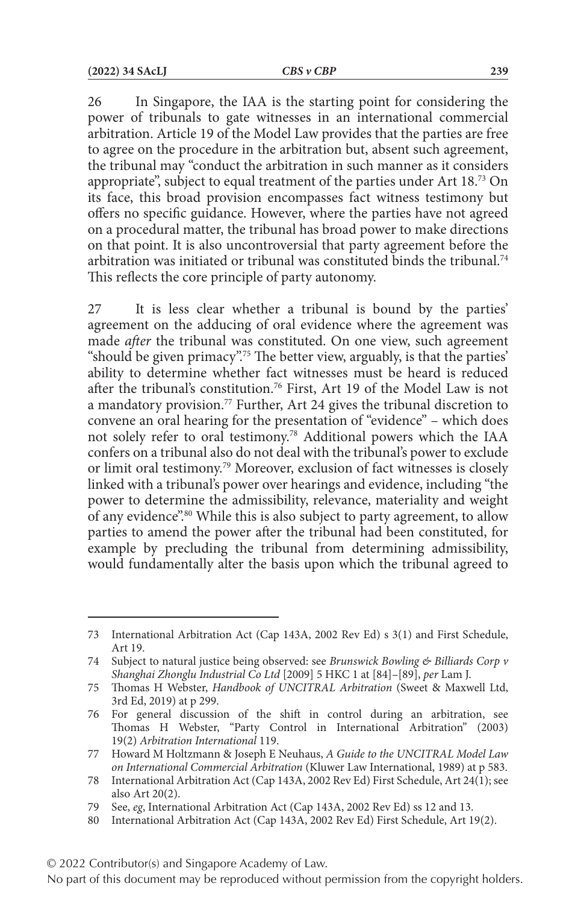26 In Singapore, the IAA is the starting point for considering the power of tribunals to gate witnesses in an international commercial arbitration. Article 19 of the Model Law provides that the parties are free to agree on the procedure in the arbitration but, absent such agreement, the tribunal may "conduct the arbitration in such manner as it considers appropriate", subject to equal treatment of the parties under Art 18.[73] On its face, this broad provision encompasses fact witness testimony but offers no specific guidance. However, where the parties have not agreed on a procedural matter, the tribunal has broad power to make directions on that point. It is also uncontroversial that party agreement before the arbitration was initiated or tribunal was constituted binds the tribunal.[74] This reflects the core principle of party autonomy.

27 It is less clear whether a tribunal is bound by the parties' agreement on the adducing of oral evidence where the agreement was made *after* the tribunal was constituted. On one view, such agreement "should be given primacy".[75] The better view, arguably, is that the parties' ability to determine whether fact witnesses must be heard is reduced after the tribunal's constitution.[76] First, Art 19 of the Model Law is not a mandatory provision.[77] Further, Art 24 gives the tribunal discretion to convene an oral hearing for the presentation of "evidence" – which does not solely refer to oral testimony.[78] Additional powers which the IAA confers on a tribunal also do not deal with the tribunal's power to exclude or limit oral testimony.[79] Moreover, exclusion of fact witnesses is closely linked with a tribunal's power over hearings and evidence, including "the power to determine the admissibility, relevance, materiality and weight of any evidence".[80] While this is also subject to party agreement, to allow parties to amend the power after the tribunal had been constituted, for example by precluding the tribunal from determining admissibility, would fundamentally alter the basis upon which the tribunal agreed to

---

73 International Arbitration Act (Cap 143A, 2002 Rev Ed) s 3(1) and First Schedule, Art 19.

74 Subject to natural justice being observed: see *Brunswick Bowling & Billiards Corp v Shanghai Zhonglu Industrial Co Ltd* [2009] 5 HKC 1 at [84]–[89], *per* Lam J.

75 Thomas H Webster, *Handbook of UNCITRAL Arbitration* (Sweet & Maxwell Ltd, 3rd Ed, 2019) at p 299.

76 For general discussion of the shift in control during an arbitration, see Thomas H Webster, "Party Control in International Arbitration" (2003) 19(2) *Arbitration International* 119.

77 Howard M Holtzmann & Joseph E Neuhaus, *A Guide to the UNCITRAL Model Law on International Commercial Arbitration* (Kluwer Law International, 1989) at p 583.

78 International Arbitration Act (Cap 143A, 2002 Rev Ed) First Schedule, Art 24(1); see also Art 20(2).

79 See, *eg*, International Arbitration Act (Cap 143A, 2002 Rev Ed) ss 12 and 13.

80 International Arbitration Act (Cap 143A, 2002 Rev Ed) First Schedule, Art 19(2).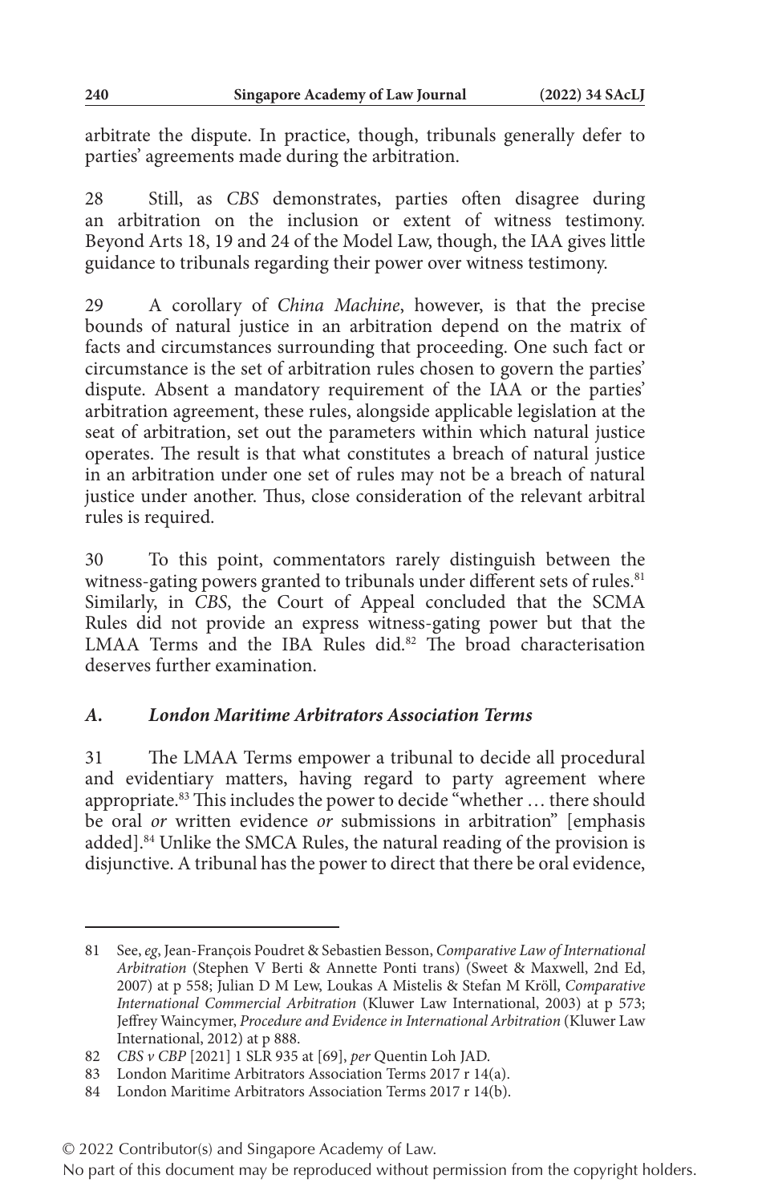arbitrate the dispute. In practice, though, tribunals generally defer to parties' agreements made during the arbitration.

28 Still, as *CBS* demonstrates, parties often disagree during an arbitration on the inclusion or extent of witness testimony. Beyond Arts 18, 19 and 24 of the Model Law, though, the IAA gives little guidance to tribunals regarding their power over witness testimony.

29 A corollary of *China Machine*, however, is that the precise bounds of natural justice in an arbitration depend on the matrix of facts and circumstances surrounding that proceeding. One such fact or circumstance is the set of arbitration rules chosen to govern the parties' dispute. Absent a mandatory requirement of the IAA or the parties' arbitration agreement, these rules, alongside applicable legislation at the seat of arbitration, set out the parameters within which natural justice operates. The result is that what constitutes a breach of natural justice in an arbitration under one set of rules may not be a breach of natural justice under another. Thus, close consideration of the relevant arbitral rules is required.

30 To this point, commentators rarely distinguish between the witness-gating powers granted to tribunals under different sets of rules.[81] Similarly, in *CBS*, the Court of Appeal concluded that the SCMA Rules did not provide an express witness-gating power but that the LMAA Terms and the IBA Rules did.[82] The broad characterisation deserves further examination.

### *A. London Maritime Arbitrators Association Terms*

31 The LMAA Terms empower a tribunal to decide all procedural and evidentiary matters, having regard to party agreement where appropriate.[83] This includes the power to decide "whether … there should be oral *or* written evidence *or* submissions in arbitration" [emphasis added].[84] Unlike the SMCA Rules, the natural reading of the provision is disjunctive. A tribunal has the power to direct that there be oral evidence,

---

81 See, *eg*, Jean-François Poudret & Sebastien Besson, *Comparative Law of International Arbitration* (Stephen V Berti & Annette Ponti trans) (Sweet & Maxwell, 2nd Ed, 2007) at p 558; Julian D M Lew, Loukas A Mistelis & Stefan M Kröll, *Comparative International Commercial Arbitration* (Kluwer Law International, 2003) at p 573; Jeffrey Waincymer, *Procedure and Evidence in International Arbitration* (Kluwer Law International, 2012) at p 888.

82 *CBS v CBP* [2021] 1 SLR 935 at [69], *per* Quentin Loh JAD.

83 London Maritime Arbitrators Association Terms 2017 r 14(a).

84 London Maritime Arbitrators Association Terms 2017 r 14(b).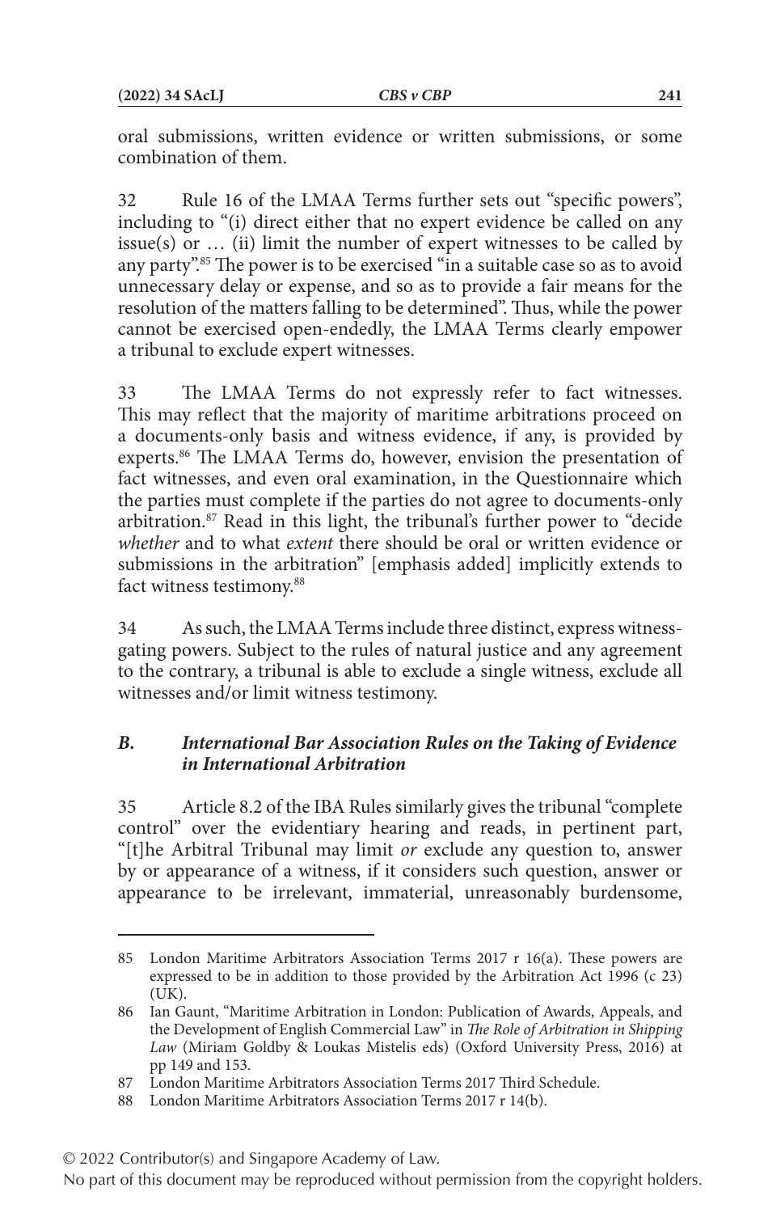oral submissions, written evidence or written submissions, or some combination of them.

32 Rule 16 of the LMAA Terms further sets out "specific powers", including to "(i) direct either that no expert evidence be called on any issue(s) or … (ii) limit the number of expert witnesses to be called by any party".[85] The power is to be exercised "in a suitable case so as to avoid unnecessary delay or expense, and so as to provide a fair means for the resolution of the matters falling to be determined". Thus, while the power cannot be exercised open-endedly, the LMAA Terms clearly empower a tribunal to exclude expert witnesses.

33 The LMAA Terms do not expressly refer to fact witnesses. This may reflect that the majority of maritime arbitrations proceed on a documents-only basis and witness evidence, if any, is provided by experts.[86] The LMAA Terms do, however, envision the presentation of fact witnesses, and even oral examination, in the Questionnaire which the parties must complete if the parties do not agree to documents-only arbitration.[87] Read in this light, the tribunal's further power to "decide *whether* and to what *extent* there should be oral or written evidence or submissions in the arbitration" [emphasis added] implicitly extends to fact witness testimony.[88]

34 As such, the LMAA Terms include three distinct, express witness-gating powers. Subject to the rules of natural justice and any agreement to the contrary, a tribunal is able to exclude a single witness, exclude all witnesses and/or limit witness testimony.

### *B. International Bar Association Rules on the Taking of Evidence in International Arbitration*

35 Article 8.2 of the IBA Rules similarly gives the tribunal "complete control" over the evidentiary hearing and reads, in pertinent part, "[t]he Arbitral Tribunal may limit *or* exclude any question to, answer by or appearance of a witness, if it considers such question, answer or appearance to be irrelevant, immaterial, unreasonably burdensome,

---

85 London Maritime Arbitrators Association Terms 2017 r 16(a). These powers are expressed to be in addition to those provided by the Arbitration Act 1996 (c 23) (UK).

86 Ian Gaunt, "Maritime Arbitration in London: Publication of Awards, Appeals, and the Development of English Commercial Law" in *The Role of Arbitration in Shipping Law* (Miriam Goldby & Loukas Mistelis eds) (Oxford University Press, 2016) at pp 149 and 153.

87 London Maritime Arbitrators Association Terms 2017 Third Schedule.

88 London Maritime Arbitrators Association Terms 2017 r 14(b).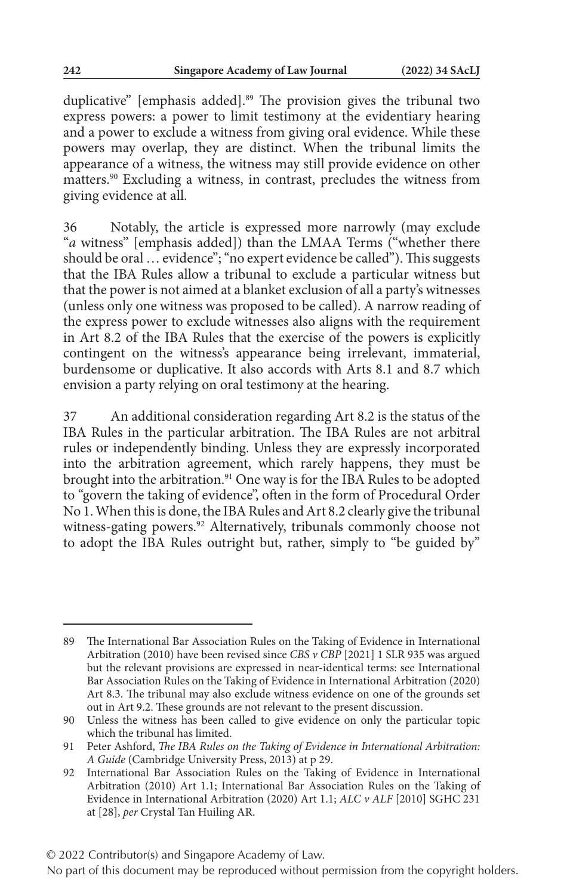duplicative" [emphasis added].[89] The provision gives the tribunal two express powers: a power to limit testimony at the evidentiary hearing and a power to exclude a witness from giving oral evidence. While these powers may overlap, they are distinct. When the tribunal limits the appearance of a witness, the witness may still provide evidence on other matters.[90] Excluding a witness, in contrast, precludes the witness from giving evidence at all.

36 Notably, the article is expressed more narrowly (may exclude "*a* witness" [emphasis added]) than the LMAA Terms ("whether there should be oral … evidence"; "no expert evidence be called"). This suggests that the IBA Rules allow a tribunal to exclude a particular witness but that the power is not aimed at a blanket exclusion of all a party's witnesses (unless only one witness was proposed to be called). A narrow reading of the express power to exclude witnesses also aligns with the requirement in Art 8.2 of the IBA Rules that the exercise of the powers is explicitly contingent on the witness's appearance being irrelevant, immaterial, burdensome or duplicative. It also accords with Arts 8.1 and 8.7 which envision a party relying on oral testimony at the hearing.

37 An additional consideration regarding Art 8.2 is the status of the IBA Rules in the particular arbitration. The IBA Rules are not arbitral rules or independently binding. Unless they are expressly incorporated into the arbitration agreement, which rarely happens, they must be brought into the arbitration.[91] One way is for the IBA Rules to be adopted to "govern the taking of evidence", often in the form of Procedural Order No 1. When this is done, the IBA Rules and Art 8.2 clearly give the tribunal witness-gating powers.[92] Alternatively, tribunals commonly choose not to adopt the IBA Rules outright but, rather, simply to "be guided by"

---

89 The International Bar Association Rules on the Taking of Evidence in International Arbitration (2010) have been revised since *CBS v CBP* [2021] 1 SLR 935 was argued but the relevant provisions are expressed in near-identical terms: see International Bar Association Rules on the Taking of Evidence in International Arbitration (2020) Art 8.3. The tribunal may also exclude witness evidence on one of the grounds set out in Art 9.2. These grounds are not relevant to the present discussion.

90 Unless the witness has been called to give evidence on only the particular topic which the tribunal has limited.

91 Peter Ashford, *The IBA Rules on the Taking of Evidence in International Arbitration: A Guide* (Cambridge University Press, 2013) at p 29.

92 International Bar Association Rules on the Taking of Evidence in International Arbitration (2010) Art 1.1; International Bar Association Rules on the Taking of Evidence in International Arbitration (2020) Art 1.1; *ALC v ALF* [2010] SGHC 231 at [28], *per* Crystal Tan Huiling AR.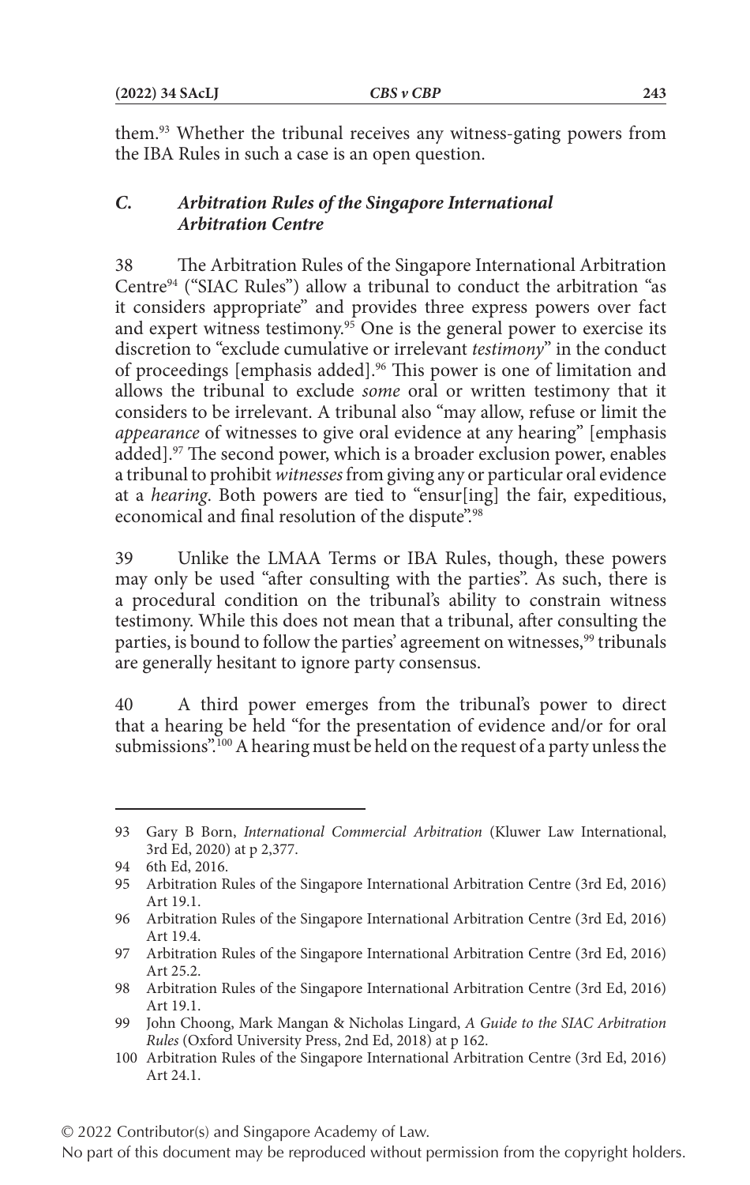them.[93] Whether the tribunal receives any witness-gating powers from the IBA Rules in such a case is an open question.

### *C. Arbitration Rules of the Singapore International Arbitration Centre*

38 The Arbitration Rules of the Singapore International Arbitration Centre[94] ("SIAC Rules") allow a tribunal to conduct the arbitration "as it considers appropriate" and provides three express powers over fact and expert witness testimony.[95] One is the general power to exercise its discretion to "exclude cumulative or irrelevant *testimony*" in the conduct of proceedings [emphasis added].[96] This power is one of limitation and allows the tribunal to exclude *some* oral or written testimony that it considers to be irrelevant. A tribunal also "may allow, refuse or limit the *appearance* of witnesses to give oral evidence at any hearing" [emphasis added].[97] The second power, which is a broader exclusion power, enables a tribunal to prohibit *witnesses* from giving any or particular oral evidence at a *hearing*. Both powers are tied to "ensur[ing] the fair, expeditious, economical and final resolution of the dispute".[98]

39 Unlike the LMAA Terms or IBA Rules, though, these powers may only be used "after consulting with the parties". As such, there is a procedural condition on the tribunal's ability to constrain witness testimony. While this does not mean that a tribunal, after consulting the parties, is bound to follow the parties' agreement on witnesses,[99] tribunals are generally hesitant to ignore party consensus.

40 A third power emerges from the tribunal's power to direct that a hearing be held "for the presentation of evidence and/or for oral submissions".[100] A hearing must be held on the request of a party unless the

---

93 Gary B Born, *International Commercial Arbitration* (Kluwer Law International, 3rd Ed, 2020) at p 2,377.

94 6th Ed, 2016.

95 Arbitration Rules of the Singapore International Arbitration Centre (3rd Ed, 2016) Art 19.1.

96 Arbitration Rules of the Singapore International Arbitration Centre (3rd Ed, 2016) Art 19.4.

97 Arbitration Rules of the Singapore International Arbitration Centre (3rd Ed, 2016) Art 25.2.

98 Arbitration Rules of the Singapore International Arbitration Centre (3rd Ed, 2016) Art 19.1.

99 John Choong, Mark Mangan & Nicholas Lingard, *A Guide to the SIAC Arbitration Rules* (Oxford University Press, 2nd Ed, 2018) at p 162.

100 Arbitration Rules of the Singapore International Arbitration Centre (3rd Ed, 2016) Art 24.1.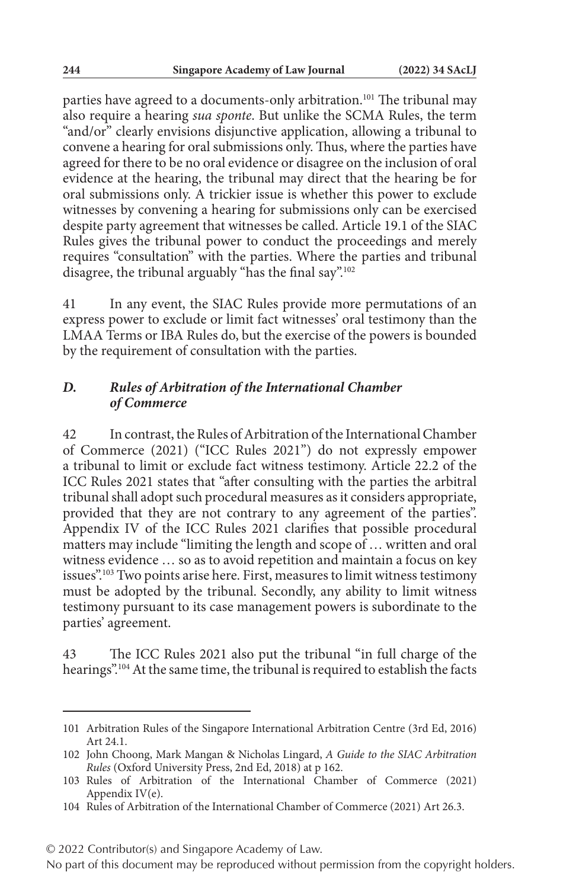parties have agreed to a documents-only arbitration.[101] The tribunal may also require a hearing *sua sponte*. But unlike the SCMA Rules, the term "and/or" clearly envisions disjunctive application, allowing a tribunal to convene a hearing for oral submissions only. Thus, where the parties have agreed for there to be no oral evidence or disagree on the inclusion of oral evidence at the hearing, the tribunal may direct that the hearing be for oral submissions only. A trickier issue is whether this power to exclude witnesses by convening a hearing for submissions only can be exercised despite party agreement that witnesses be called. Article 19.1 of the SIAC Rules gives the tribunal power to conduct the proceedings and merely requires "consultation" with the parties. Where the parties and tribunal disagree, the tribunal arguably "has the final say".[102]

41 In any event, the SIAC Rules provide more permutations of an express power to exclude or limit fact witnesses' oral testimony than the LMAA Terms or IBA Rules do, but the exercise of the powers is bounded by the requirement of consultation with the parties.

### *D. Rules of Arbitration of the International Chamber of Commerce*

42 In contrast, the Rules of Arbitration of the International Chamber of Commerce (2021) ("ICC Rules 2021") do not expressly empower a tribunal to limit or exclude fact witness testimony. Article 22.2 of the ICC Rules 2021 states that "after consulting with the parties the arbitral tribunal shall adopt such procedural measures as it considers appropriate, provided that they are not contrary to any agreement of the parties". Appendix IV of the ICC Rules 2021 clarifies that possible procedural matters may include "limiting the length and scope of … written and oral witness evidence … so as to avoid repetition and maintain a focus on key issues".[103] Two points arise here. First, measures to limit witness testimony must be adopted by the tribunal. Secondly, any ability to limit witness testimony pursuant to its case management powers is subordinate to the parties' agreement.

43 The ICC Rules 2021 also put the tribunal "in full charge of the hearings".[104] At the same time, the tribunal is required to establish the facts

---

101 Arbitration Rules of the Singapore International Arbitration Centre (3rd Ed, 2016) Art 24.1.

102 John Choong, Mark Mangan & Nicholas Lingard, *A Guide to the SIAC Arbitration Rules* (Oxford University Press, 2nd Ed, 2018) at p 162.

103 Rules of Arbitration of the International Chamber of Commerce (2021) Appendix IV(e).

104 Rules of Arbitration of the International Chamber of Commerce (2021) Art 26.3.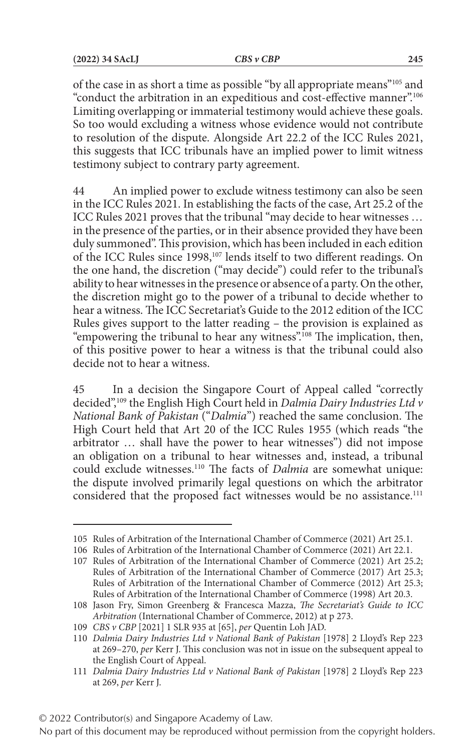of the case in as short a time as possible "by all appropriate means"[105] and "conduct the arbitration in an expeditious and cost-effective manner".[106] Limiting overlapping or immaterial testimony would achieve these goals. So too would excluding a witness whose evidence would not contribute to resolution of the dispute. Alongside Art 22.2 of the ICC Rules 2021, this suggests that ICC tribunals have an implied power to limit witness testimony subject to contrary party agreement.

44 An implied power to exclude witness testimony can also be seen in the ICC Rules 2021. In establishing the facts of the case, Art 25.2 of the ICC Rules 2021 proves that the tribunal "may decide to hear witnesses … in the presence of the parties, or in their absence provided they have been duly summoned". This provision, which has been included in each edition of the ICC Rules since 1998,[107] lends itself to two different readings. On the one hand, the discretion ("may decide") could refer to the tribunal's ability to hear witnesses in the presence or absence of a party. On the other, the discretion might go to the power of a tribunal to decide whether to hear a witness. The ICC Secretariat's Guide to the 2012 edition of the ICC Rules gives support to the latter reading – the provision is explained as "empowering the tribunal to hear any witness".[108] The implication, then, of this positive power to hear a witness is that the tribunal could also decide not to hear a witness.

45 In a decision the Singapore Court of Appeal called "correctly decided",[109] the English High Court held in *Dalmia Dairy Industries Ltd v National Bank of Pakistan* ("*Dalmia*") reached the same conclusion. The High Court held that Art 20 of the ICC Rules 1955 (which reads "the arbitrator … shall have the power to hear witnesses") did not impose an obligation on a tribunal to hear witnesses and, instead, a tribunal could exclude witnesses.[110] The facts of *Dalmia* are somewhat unique: the dispute involved primarily legal questions on which the arbitrator considered that the proposed fact witnesses would be no assistance.[111]

---

105 Rules of Arbitration of the International Chamber of Commerce (2021) Art 25.1.

106 Rules of Arbitration of the International Chamber of Commerce (2021) Art 22.1.

107 Rules of Arbitration of the International Chamber of Commerce (2021) Art 25.2; Rules of Arbitration of the International Chamber of Commerce (2017) Art 25.3; Rules of Arbitration of the International Chamber of Commerce (2012) Art 25.3; Rules of Arbitration of the International Chamber of Commerce (1998) Art 20.3.

108 Jason Fry, Simon Greenberg & Francesca Mazza, *The Secretariat's Guide to ICC Arbitration* (International Chamber of Commerce, 2012) at p 273.

109 *CBS v CBP* [2021] 1 SLR 935 at [65], *per* Quentin Loh JAD.

110 *Dalmia Dairy Industries Ltd v National Bank of Pakistan* [1978] 2 Lloyd's Rep 223 at 269–270, *per* Kerr J. This conclusion was not in issue on the subsequent appeal to the English Court of Appeal.

111 *Dalmia Dairy Industries Ltd v National Bank of Pakistan* [1978] 2 Lloyd's Rep 223 at 269, *per* Kerr J.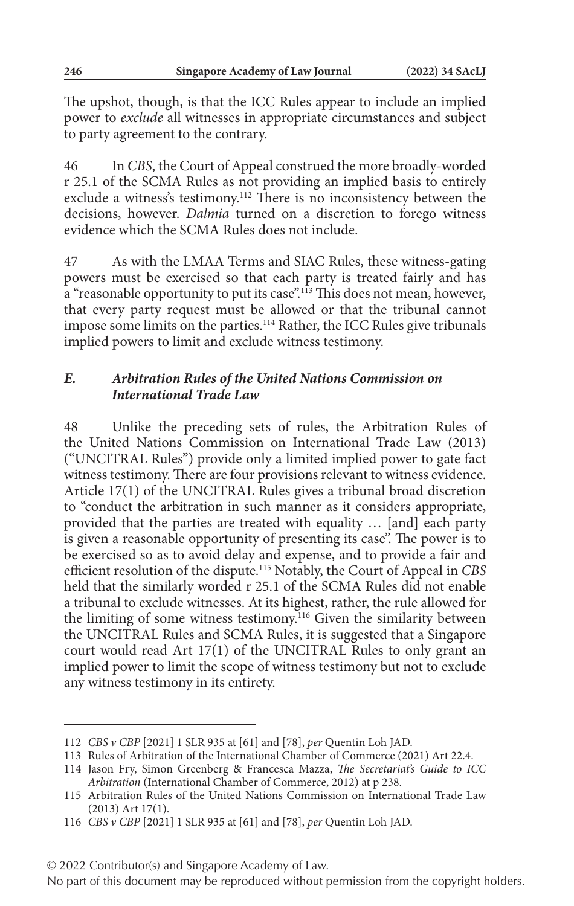The upshot, though, is that the ICC Rules appear to include an implied power to *exclude* all witnesses in appropriate circumstances and subject to party agreement to the contrary.

46 In *CBS*, the Court of Appeal construed the more broadly-worded r 25.1 of the SCMA Rules as not providing an implied basis to entirely exclude a witness's testimony.[112] There is no inconsistency between the decisions, however. *Dalmia* turned on a discretion to forego witness evidence which the SCMA Rules does not include.

47 As with the LMAA Terms and SIAC Rules, these witness-gating powers must be exercised so that each party is treated fairly and has a "reasonable opportunity to put its case".[113] This does not mean, however, that every party request must be allowed or that the tribunal cannot impose some limits on the parties.[114] Rather, the ICC Rules give tribunals implied powers to limit and exclude witness testimony.

### *E. Arbitration Rules of the United Nations Commission on International Trade Law*

48 Unlike the preceding sets of rules, the Arbitration Rules of the United Nations Commission on International Trade Law (2013) ("UNCITRAL Rules") provide only a limited implied power to gate fact witness testimony. There are four provisions relevant to witness evidence. Article 17(1) of the UNCITRAL Rules gives a tribunal broad discretion to "conduct the arbitration in such manner as it considers appropriate, provided that the parties are treated with equality … [and] each party is given a reasonable opportunity of presenting its case". The power is to be exercised so as to avoid delay and expense, and to provide a fair and efficient resolution of the dispute.[115] Notably, the Court of Appeal in *CBS* held that the similarly worded r 25.1 of the SCMA Rules did not enable a tribunal to exclude witnesses. At its highest, rather, the rule allowed for the limiting of some witness testimony.[116] Given the similarity between the UNCITRAL Rules and SCMA Rules, it is suggested that a Singapore court would read Art 17(1) of the UNCITRAL Rules to only grant an implied power to limit the scope of witness testimony but not to exclude any witness testimony in its entirety.

---

112 *CBS v CBP* [2021] 1 SLR 935 at [61] and [78], *per* Quentin Loh JAD.

113 Rules of Arbitration of the International Chamber of Commerce (2021) Art 22.4.

114 Jason Fry, Simon Greenberg & Francesca Mazza, *The Secretariat's Guide to ICC Arbitration* (International Chamber of Commerce, 2012) at p 238.

115 Arbitration Rules of the United Nations Commission on International Trade Law (2013) Art 17(1).

116 *CBS v CBP* [2021] 1 SLR 935 at [61] and [78], *per* Quentin Loh JAD.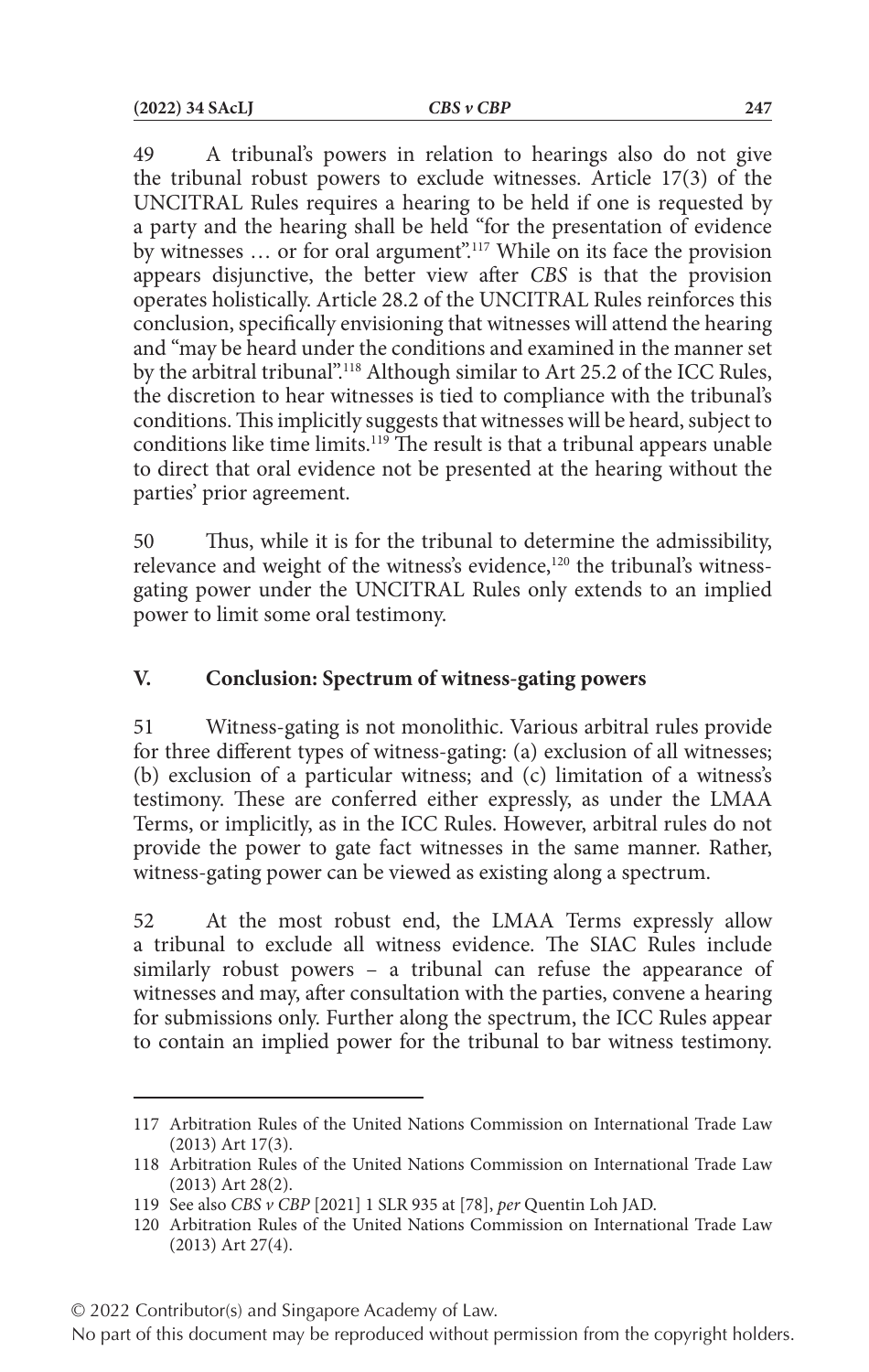49 A tribunal's powers in relation to hearings also do not give the tribunal robust powers to exclude witnesses. Article 17(3) of the UNCITRAL Rules requires a hearing to be held if one is requested by a party and the hearing shall be held "for the presentation of evidence by witnesses … or for oral argument".[117] While on its face the provision appears disjunctive, the better view after *CBS* is that the provision operates holistically. Article 28.2 of the UNCITRAL Rules reinforces this conclusion, specifically envisioning that witnesses will attend the hearing and "may be heard under the conditions and examined in the manner set by the arbitral tribunal".[118] Although similar to Art 25.2 of the ICC Rules, the discretion to hear witnesses is tied to compliance with the tribunal's conditions. This implicitly suggests that witnesses will be heard, subject to conditions like time limits.[119] The result is that a tribunal appears unable to direct that oral evidence not be presented at the hearing without the parties' prior agreement.

50 Thus, while it is for the tribunal to determine the admissibility, relevance and weight of the witness's evidence,[120] the tribunal's witness-gating power under the UNCITRAL Rules only extends to an implied power to limit some oral testimony.

## V. Conclusion: Spectrum of witness-gating powers

51 Witness-gating is not monolithic. Various arbitral rules provide for three different types of witness-gating: (a) exclusion of all witnesses; (b) exclusion of a particular witness; and (c) limitation of a witness's testimony. These are conferred either expressly, as under the LMAA Terms, or implicitly, as in the ICC Rules. However, arbitral rules do not provide the power to gate fact witnesses in the same manner. Rather, witness-gating power can be viewed as existing along a spectrum.

52 At the most robust end, the LMAA Terms expressly allow a tribunal to exclude all witness evidence. The SIAC Rules include similarly robust powers – a tribunal can refuse the appearance of witnesses and may, after consultation with the parties, convene a hearing for submissions only. Further along the spectrum, the ICC Rules appear to contain an implied power for the tribunal to bar witness testimony.

---

117 Arbitration Rules of the United Nations Commission on International Trade Law (2013) Art 17(3).

118 Arbitration Rules of the United Nations Commission on International Trade Law (2013) Art 28(2).

119 See also *CBS v CBP* [2021] 1 SLR 935 at [78], *per* Quentin Loh JAD.

120 Arbitration Rules of the United Nations Commission on International Trade Law (2013) Art 27(4).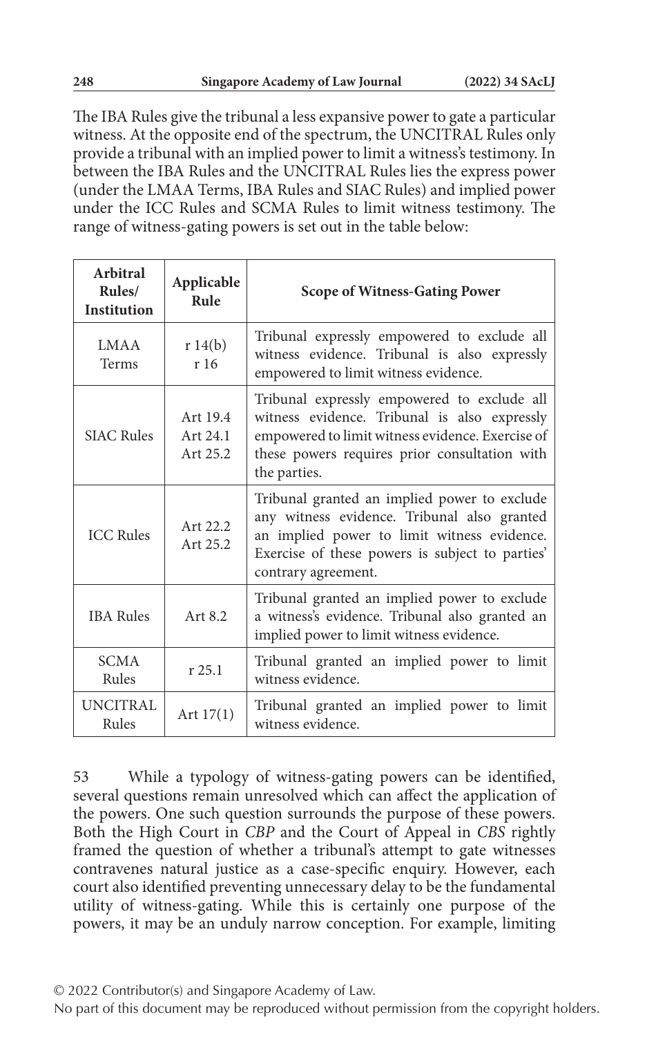The IBA Rules give the tribunal a less expansive power to gate a particular witness. At the opposite end of the spectrum, the UNCITRAL Rules only provide a tribunal with an implied power to limit a witness's testimony. In between the IBA Rules and the UNCITRAL Rules lies the express power (under the LMAA Terms, IBA Rules and SIAC Rules) and implied power under the ICC Rules and SCMA Rules to limit witness testimony. The range of witness-gating powers is set out in the table below:

| Arbitral Rules/ Institution | Applicable Rule | Scope of Witness-Gating Power |
|---|---|---|
| LMAA Terms | r 14(b)<br>r 16 | Tribunal expressly empowered to exclude all witness evidence. Tribunal is also expressly empowered to limit witness evidence. |
| SIAC Rules | Art 19.4<br>Art 24.1<br>Art 25.2 | Tribunal expressly empowered to exclude all witness evidence. Tribunal is also expressly empowered to limit witness evidence. Exercise of these powers requires prior consultation with the parties. |
| ICC Rules | Art 22.2<br>Art 25.2 | Tribunal granted an implied power to exclude any witness evidence. Tribunal also granted an implied power to limit witness evidence. Exercise of these powers is subject to parties' contrary agreement. |
| IBA Rules | Art 8.2 | Tribunal granted an implied power to exclude a witness's evidence. Tribunal also granted an implied power to limit witness evidence. |
| SCMA Rules | r 25.1 | Tribunal granted an implied power to limit witness evidence. |
| UNCITRAL Rules | Art 17(1) | Tribunal granted an implied power to limit witness evidence. |

53 While a typology of witness-gating powers can be identified, several questions remain unresolved which can affect the application of the powers. One such question surrounds the purpose of these powers. Both the High Court in *CBP* and the Court of Appeal in *CBS* rightly framed the question of whether a tribunal's attempt to gate witnesses contravenes natural justice as a case-specific enquiry. However, each court also identified preventing unnecessary delay to be the fundamental utility of witness-gating. While this is certainly one purpose of the powers, it may be an unduly narrow conception. For example, limiting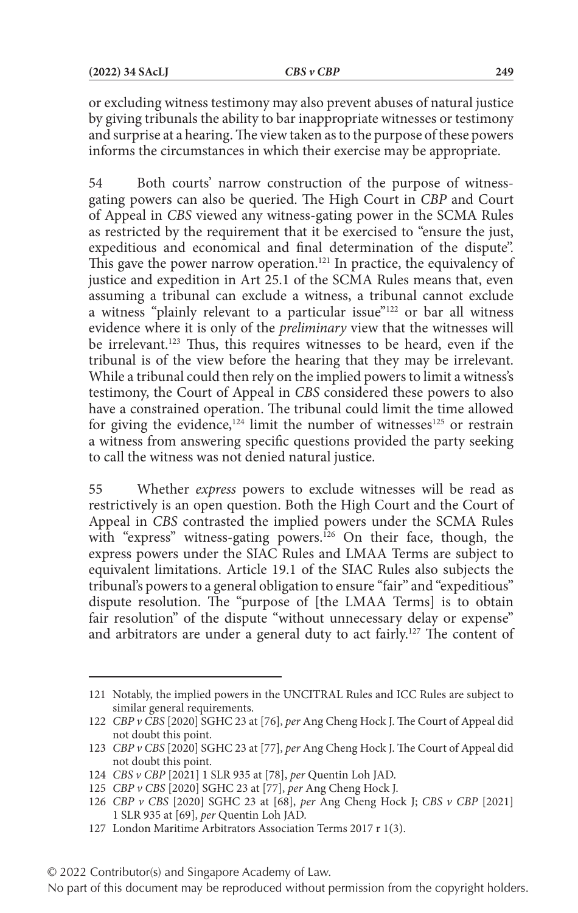or excluding witness testimony may also prevent abuses of natural justice by giving tribunals the ability to bar inappropriate witnesses or testimony and surprise at a hearing. The view taken as to the purpose of these powers informs the circumstances in which their exercise may be appropriate.

54 Both courts' narrow construction of the purpose of witness-gating powers can also be queried. The High Court in *CBP* and Court of Appeal in *CBS* viewed any witness-gating power in the SCMA Rules as restricted by the requirement that it be exercised to "ensure the just, expeditious and economical and final determination of the dispute". This gave the power narrow operation.[121] In practice, the equivalency of justice and expedition in Art 25.1 of the SCMA Rules means that, even assuming a tribunal can exclude a witness, a tribunal cannot exclude a witness "plainly relevant to a particular issue"[122] or bar all witness evidence where it is only of the *preliminary* view that the witnesses will be irrelevant.[123] Thus, this requires witnesses to be heard, even if the tribunal is of the view before the hearing that they may be irrelevant. While a tribunal could then rely on the implied powers to limit a witness's testimony, the Court of Appeal in *CBS* considered these powers to also have a constrained operation. The tribunal could limit the time allowed for giving the evidence,[124] limit the number of witnesses[125] or restrain a witness from answering specific questions provided the party seeking to call the witness was not denied natural justice.

55 Whether *express* powers to exclude witnesses will be read as restrictively is an open question. Both the High Court and the Court of Appeal in *CBS* contrasted the implied powers under the SCMA Rules with "express" witness-gating powers.[126] On their face, though, the express powers under the SIAC Rules and LMAA Terms are subject to equivalent limitations. Article 19.1 of the SIAC Rules also subjects the tribunal's powers to a general obligation to ensure "fair" and "expeditious" dispute resolution. The "purpose of [the LMAA Terms] is to obtain fair resolution" of the dispute "without unnecessary delay or expense" and arbitrators are under a general duty to act fairly.[127] The content of

---

121 Notably, the implied powers in the UNCITRAL Rules and ICC Rules are subject to similar general requirements.

122 *CBP v CBS* [2020] SGHC 23 at [76], *per* Ang Cheng Hock J. The Court of Appeal did not doubt this point.

123 *CBP v CBS* [2020] SGHC 23 at [77], *per* Ang Cheng Hock J. The Court of Appeal did not doubt this point.

124 *CBS v CBP* [2021] 1 SLR 935 at [78], *per* Quentin Loh JAD.

125 *CBP v CBS* [2020] SGHC 23 at [77], *per* Ang Cheng Hock J.

126 *CBP v CBS* [2020] SGHC 23 at [68], *per* Ang Cheng Hock J; *CBS v CBP* [2021] 1 SLR 935 at [69], *per* Quentin Loh JAD.

127 London Maritime Arbitrators Association Terms 2017 r 1(3).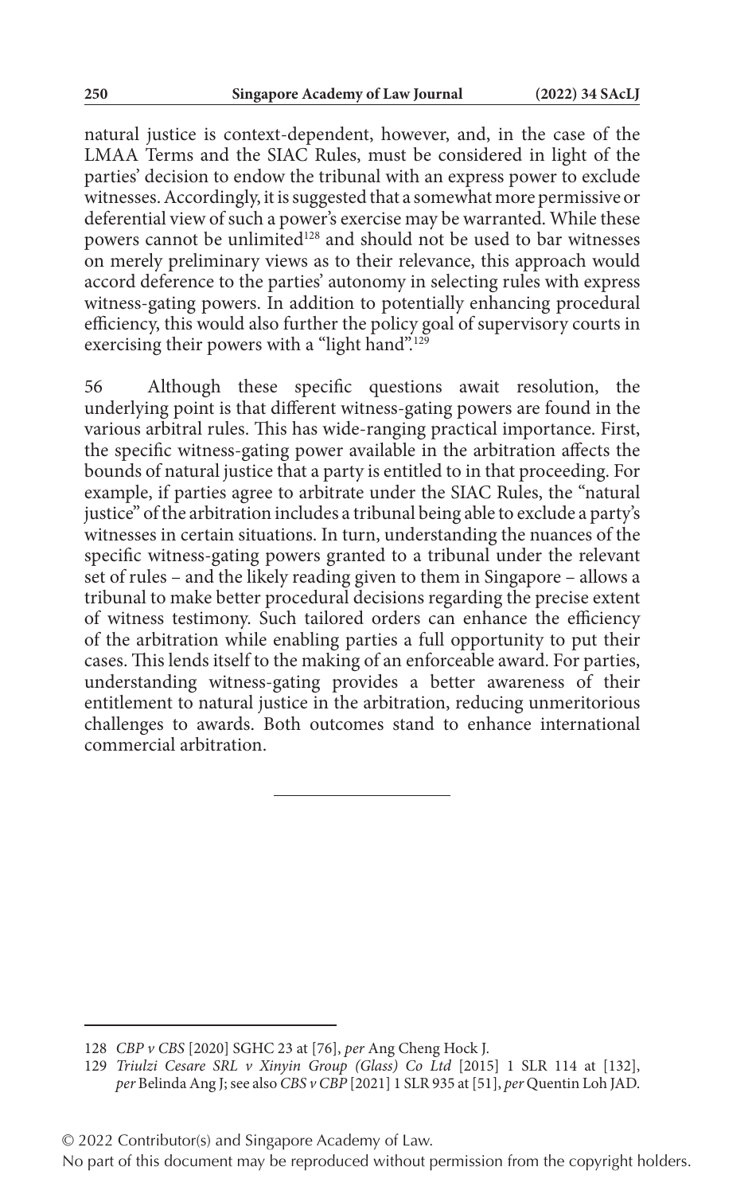natural justice is context-dependent, however, and, in the case of the LMAA Terms and the SIAC Rules, must be considered in light of the parties' decision to endow the tribunal with an express power to exclude witnesses. Accordingly, it is suggested that a somewhat more permissive or deferential view of such a power's exercise may be warranted. While these powers cannot be unlimited[128] and should not be used to bar witnesses on merely preliminary views as to their relevance, this approach would accord deference to the parties' autonomy in selecting rules with express witness-gating powers. In addition to potentially enhancing procedural efficiency, this would also further the policy goal of supervisory courts in exercising their powers with a "light hand".[129]

56 Although these specific questions await resolution, the underlying point is that different witness-gating powers are found in the various arbitral rules. This has wide-ranging practical importance. First, the specific witness-gating power available in the arbitration affects the bounds of natural justice that a party is entitled to in that proceeding. For example, if parties agree to arbitrate under the SIAC Rules, the "natural justice" of the arbitration includes a tribunal being able to exclude a party's witnesses in certain situations. In turn, understanding the nuances of the specific witness-gating powers granted to a tribunal under the relevant set of rules – and the likely reading given to them in Singapore – allows a tribunal to make better procedural decisions regarding the precise extent of witness testimony. Such tailored orders can enhance the efficiency of the arbitration while enabling parties a full opportunity to put their cases. This lends itself to the making of an enforceable award. For parties, understanding witness-gating provides a better awareness of their entitlement to natural justice in the arbitration, reducing unmeritorious challenges to awards. Both outcomes stand to enhance international commercial arbitration.

---

128 *CBP v CBS* [2020] SGHC 23 at [76], *per* Ang Cheng Hock J.

129 *Triulzi Cesare SRL v Xinyin Group (Glass) Co Ltd* [2015] 1 SLR 114 at [132], *per* Belinda Ang J; see also *CBS v CBP* [2021] 1 SLR 935 at [51], *per* Quentin Loh JAD.

© 2022 Contributor(s) and Singapore Academy of Law.
No part of this document may be reproduced without permission from the copyright holders.